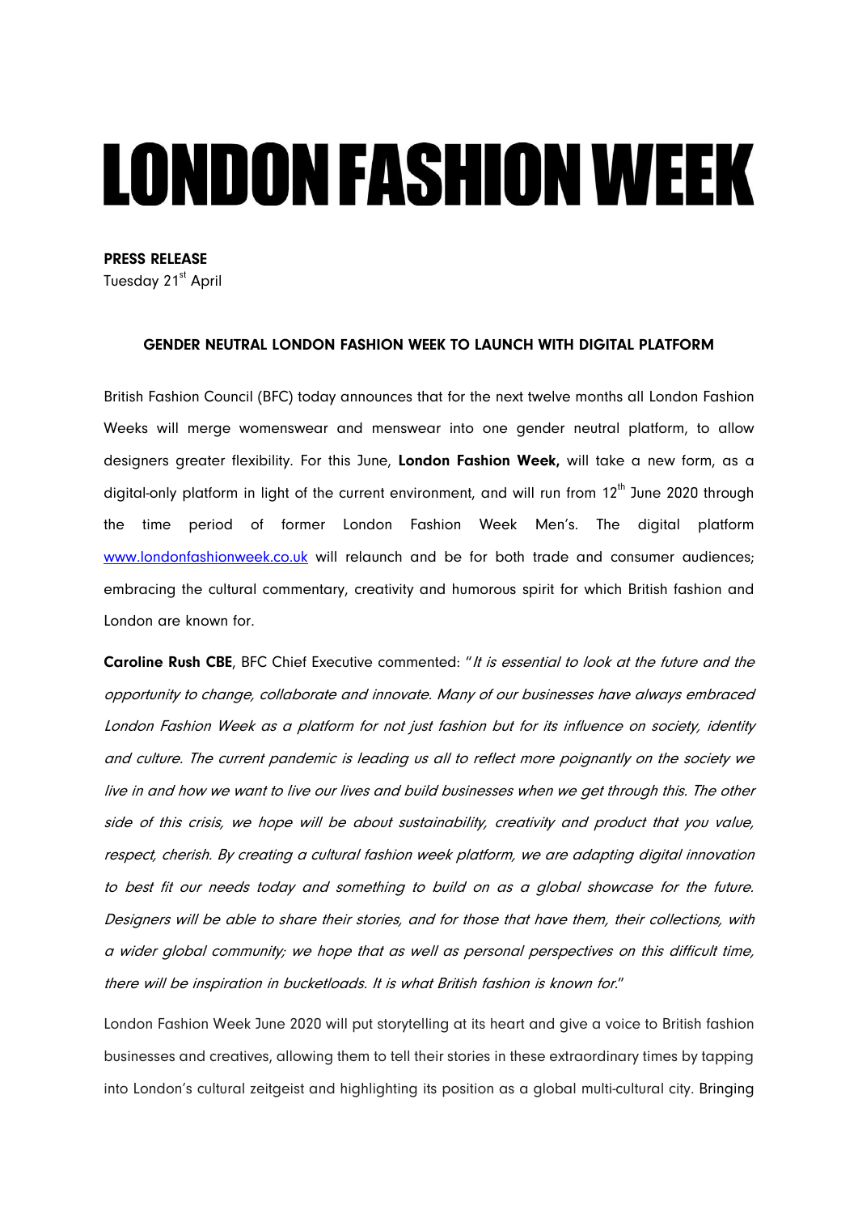# LONDON FASHION WEEK

**PRESS RELEASE**
Tuesday 21st April

### GENDER NEUTRAL LONDON FASHION WEEK TO LAUNCH WITH DIGITAL PLATFORM

British Fashion Council (BFC) today announces that for the next twelve months all London Fashion Weeks will merge womenswear and menswear into one gender neutral platform, to allow designers greater flexibility. For this June, **London Fashion Week,** will take a new form, as a digital-only platform in light of the current environment, and will run from 12th June 2020 through the time period of former London Fashion Week Men's. The digital platform www.londonfashionweek.co.uk will relaunch and be for both trade and consumer audiences; embracing the cultural commentary, creativity and humorous spirit for which British fashion and London are known for.

**Caroline Rush CBE**, BFC Chief Executive commented: "*It is essential to look at the future and the opportunity to change, collaborate and innovate. Many of our businesses have always embraced London Fashion Week as a platform for not just fashion but for its influence on society, identity and culture. The current pandemic is leading us all to reflect more poignantly on the society we live in and how we want to live our lives and build businesses when we get through this. The other side of this crisis, we hope will be about sustainability, creativity and product that you value, respect, cherish. By creating a cultural fashion week platform, we are adapting digital innovation to best fit our needs today and something to build on as a global showcase for the future. Designers will be able to share their stories, and for those that have them, their collections, with a wider global community; we hope that as well as personal perspectives on this difficult time, there will be inspiration in bucketloads. It is what British fashion is known for.*"

London Fashion Week June 2020 will put storytelling at its heart and give a voice to British fashion businesses and creatives, allowing them to tell their stories in these extraordinary times by tapping into London's cultural zeitgeist and highlighting its position as a global multi-cultural city. Bringing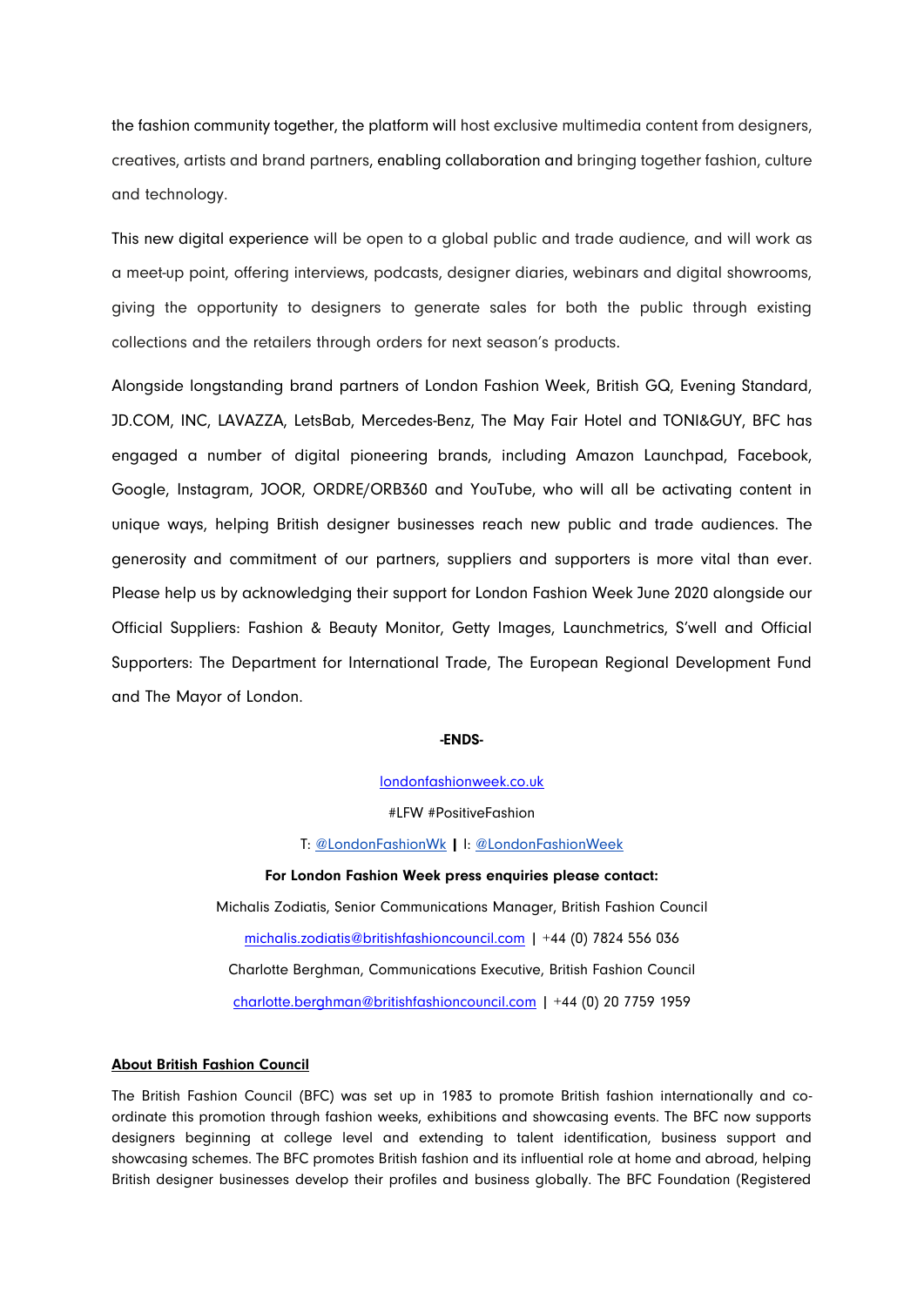the fashion community together, the platform will host exclusive multimedia content from designers, creatives, artists and brand partners, enabling collaboration and bringing together fashion, culture and technology.

This new digital experience will be open to a global public and trade audience, and will work as a meet-up point, offering interviews, podcasts, designer diaries, webinars and digital showrooms, giving the opportunity to designers to generate sales for both the public through existing collections and the retailers through orders for next season's products.

Alongside longstanding brand partners of London Fashion Week, British GQ, Evening Standard, JD.COM, INC, LAVAZZA, LetsBab, Mercedes-Benz, The May Fair Hotel and TONI&GUY, BFC has engaged a number of digital pioneering brands, including Amazon Launchpad, Facebook, Google, Instagram, JOOR, ORDRE/ORB360 and YouTube, who will all be activating content in unique ways, helping British designer businesses reach new public and trade audiences. The generosity and commitment of our partners, suppliers and supporters is more vital than ever. Please help us by acknowledging their support for London Fashion Week June 2020 alongside our Official Suppliers: Fashion & Beauty Monitor, Getty Images, Launchmetrics, S'well and Official Supporters: The Department for International Trade, The European Regional Development Fund and The Mayor of London.

**-ENDS-**

londonfashionweek.co.uk

#LFW #PositiveFashion

T: @LondonFashionWk | I: @LondonFashionWeek

**For London Fashion Week press enquiries please contact:**

Michalis Zodiatis, Senior Communications Manager, British Fashion Council

michalis.zodiatis@britishfashioncouncil.com | +44 (0) 7824 556 036

Charlotte Berghman, Communications Executive, British Fashion Council

charlotte.berghman@britishfashioncouncil.com | +44 (0) 20 7759 1959

**About British Fashion Council**

The British Fashion Council (BFC) was set up in 1983 to promote British fashion internationally and co-ordinate this promotion through fashion weeks, exhibitions and showcasing events. The BFC now supports designers beginning at college level and extending to talent identification, business support and showcasing schemes. The BFC promotes British fashion and its influential role at home and abroad, helping British designer businesses develop their profiles and business globally. The BFC Foundation (Registered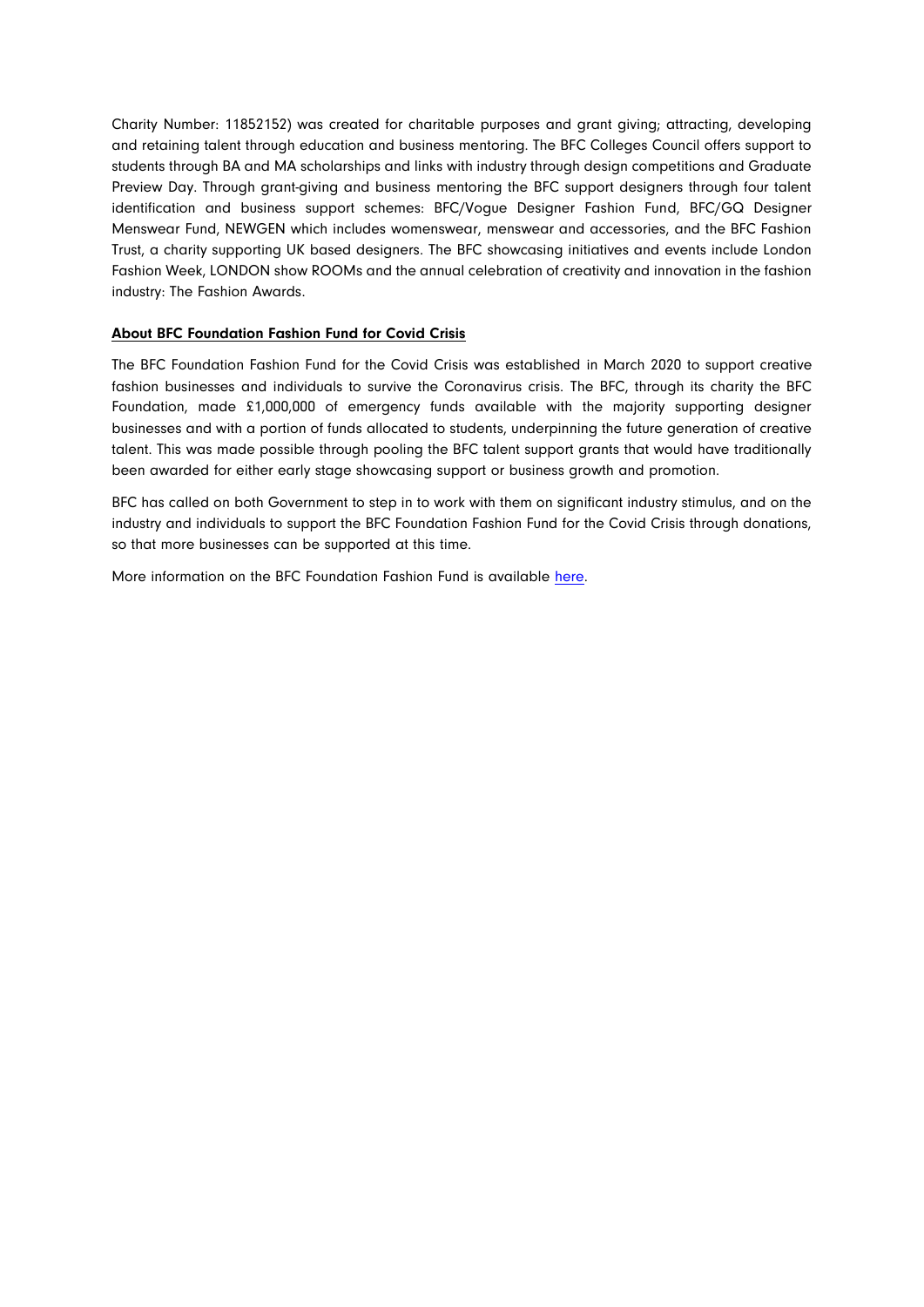Charity Number: 11852152) was created for charitable purposes and grant giving; attracting, developing and retaining talent through education and business mentoring. The BFC Colleges Council offers support to students through BA and MA scholarships and links with industry through design competitions and Graduate Preview Day. Through grant-giving and business mentoring the BFC support designers through four talent identification and business support schemes: BFC/Vogue Designer Fashion Fund, BFC/GQ Designer Menswear Fund, NEWGEN which includes womenswear, menswear and accessories, and the BFC Fashion Trust, a charity supporting UK based designers. The BFC showcasing initiatives and events include London Fashion Week, LONDON show ROOMs and the annual celebration of creativity and innovation in the fashion industry: The Fashion Awards.

**About BFC Foundation Fashion Fund for Covid Crisis**

The BFC Foundation Fashion Fund for the Covid Crisis was established in March 2020 to support creative fashion businesses and individuals to survive the Coronavirus crisis. The BFC, through its charity the BFC Foundation, made £1,000,000 of emergency funds available with the majority supporting designer businesses and with a portion of funds allocated to students, underpinning the future generation of creative talent. This was made possible through pooling the BFC talent support grants that would have traditionally been awarded for either early stage showcasing support or business growth and promotion.

BFC has called on both Government to step in to work with them on significant industry stimulus, and on the industry and individuals to support the BFC Foundation Fashion Fund for the Covid Crisis through donations, so that more businesses can be supported at this time.

More information on the BFC Foundation Fashion Fund is available here.